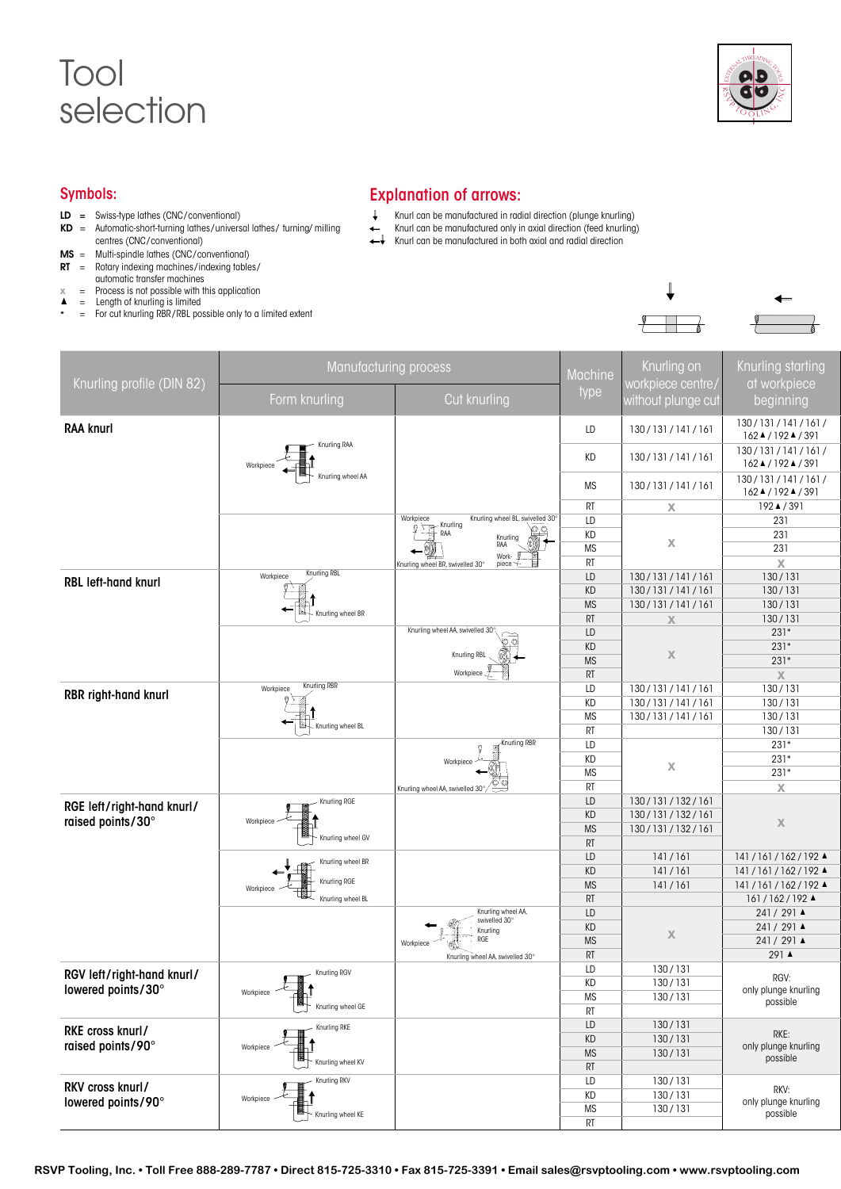# Tool selection

## Symbols:

- **LD** = Swiss-type lathes (CNC/conventional)
- **KD** = Automatic-short-turning lathes/universal lathes/ turning/ milling centres (CNC/conventional)
- **MS** = Multi-spindle lathes (CNC/conventional)
- **RT** = Rotary indexing machines/indexing tables/ automatic transfer machines
- x = Process is not possible with this application
- ▲ = Length of knurling is limited
- * = For cut knurling RBR/RBL possible only to a limited extent

## Explanation of arrows:

- ↓ Knurl can be manufactured in radial direction (plunge knurling)
- ← Knurl can be manufactured only in axial direction (feed knurling)
- ←↓ Knurl can be manufactured in both axial and radial direction

| Knurling profile (DIN 82) | Manufacturing process: Form knurling | Manufacturing process: Cut knurling | Machine type | Knurling on workpiece centre/ without plunge cut | Knurling starting at workpiece beginning |
|---|---|---|---|---|---|
| **RAA knurl** | Workpiece, Knurling RAA, Knurling wheel AA | | LD | 130 / 131 / 141 / 161 | 130 / 131 / 141 / 161 / 162 ▲ / 192 ▲ / 391 |
| | | | KD | 130 / 131 / 141 / 161 | 130 / 131 / 141 / 161 / 162 ▲ / 192 ▲ / 391 |
| | | | MS | 130 / 131 / 141 / 161 | 130 / 131 / 141 / 161 / 162 ▲ / 192 ▲ / 391 |
| | | | RT | x | 192 ▲ / 391 |
| | | Workpiece, Knurling RAA, Knurling wheel BL, swivelled 30°, Knurling wheel BR, swivelled 30° | LD | x | 231 |
| | | | KD | | 231 |
| | | | MS | | 231 |
| | | | RT | | x |
| **RBL left-hand knurl** | Workpiece, Knurling RBL, Knurling wheel BR | | LD | 130 / 131 / 141 / 161 | 130 / 131 |
| | | | KD | 130 / 131 / 141 / 161 | 130 / 131 |
| | | | MS | 130 / 131 / 141 / 161 | 130 / 131 |
| | | | RT | x | 130 / 131 |
| | | Knurling wheel AA, swivelled 30°, Knurling RBL, Workpiece | LD | x | 231* |
| | | | KD | | 231* |
| | | | MS | | 231* |
| | | | RT | | x |
| **RBR right-hand knurl** | Workpiece, Knurling RBR, Knurling wheel BL | | LD | 130 / 131 / 141 / 161 | 130 / 131 |
| | | | KD | 130 / 131 / 141 / 161 | 130 / 131 |
| | | | MS | 130 / 131 / 141 / 161 | 130 / 131 |
| | | | RT | | 130 / 131 |
| | | Knurling RBR, Workpiece, Knurling wheel AA, swivelled 30° | LD | x | 231* |
| | | | KD | | 231* |
| | | | MS | | 231* |
| | | | RT | | x |
| **RGE left/right-hand knurl/ raised points/30°** | Workpiece, Knurling RGE, Knurling wheel GV | | LD | 130 / 131 / 132 / 161 | x |
| | | | KD | 130 / 131 / 132 / 161 | |
| | | | MS | 130 / 131 / 132 / 161 | |
| | | | RT | | |
| | Knurling wheel BR, Knurling RGE, Workpiece, Knurling wheel BL | | LD | 141 / 161 | 141 / 161 / 162 / 192 ▲ |
| | | | KD | 141 / 161 | 141 / 161 / 162 / 192 ▲ |
| | | | MS | 141 / 161 | 141 / 161 / 162 / 192 ▲ |
| | | | RT | | 161 / 162 / 192 ▲ |
| | | Knurling wheel AA, swivelled 30°, Knurling RGE, Workpiece, Knurling wheel AA, swivelled 30° | LD | x | 241 / 291 ▲ |
| | | | KD | | 241 / 291 ▲ |
| | | | MS | | 241 / 291 ▲ |
| | | | RT | | 291 ▲ |
| **RGV left/right-hand knurl/ lowered points/30°** | Workpiece, Knurling RGV, Knurling wheel GE | | LD | 130 / 131 | RGV: only plunge knurling possible |
| | | | KD | 130 / 131 | |
| | | | MS | 130 / 131 | |
| | | | RT | | |
| **RKE cross knurl/ raised points/90°** | Workpiece, Knurling RKE, Knurling wheel KV | | LD | 130 / 131 | RKE: only plunge knurling possible |
| | | | KD | 130 / 131 | |
| | | | MS | 130 / 131 | |
| | | | RT | | |
| **RKV cross knurl/ lowered points/90°** | Workpiece, Knurling RKV, Knurling wheel KE | | LD | 130 / 131 | RKV: only plunge knurling possible |
| | | | KD | 130 / 131 | |
| | | | MS | 130 / 131 | |
| | | | RT | | |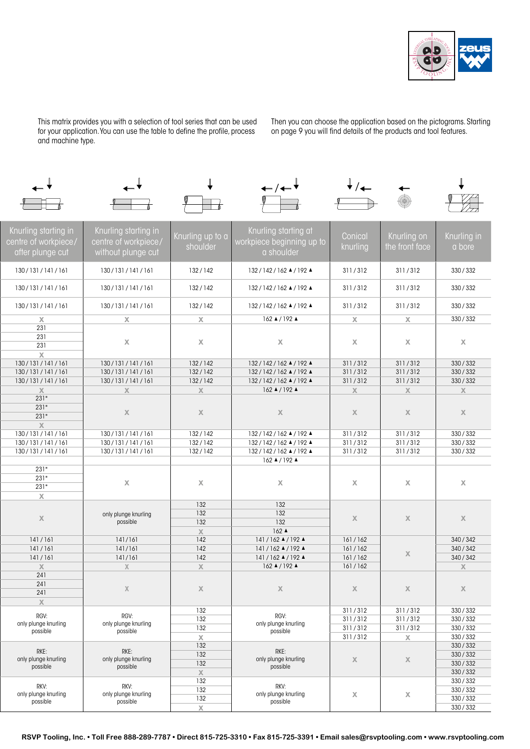This matrix provides you with a selection of tool series that can be used for your application. You can use the table to define the profile, process and machine type.

Then you can choose the application based on the pictograms. Starting on page 9 you will find details of the products and tool features.

| Knurling starting in centre of workpiece/ after plunge cut | Knurling starting in centre of workpiece/ without plunge cut | Knurling up to a shoulder | Knurling starting at workpiece beginning up to a shoulder | Conical knurling | Knurling on the front face | Knurling in a bore |
|---|---|---|---|---|---|---|
| 130 / 131 / 141 / 161 | 130 / 131 / 141 / 161 | 132 / 142 | 132 / 142 / 162 ▲ / 192 ▲ | 311 / 312 | 311 / 312 | 330 / 332 |
| 130 / 131 / 141 / 161 | 130 / 131 / 141 / 161 | 132 / 142 | 132 / 142 / 162 ▲ / 192 ▲ | 311 / 312 | 311 / 312 | 330 / 332 |
| 130 / 131 / 141 / 161 | 130 / 131 / 141 / 161 | 132 / 142 | 132 / 142 / 162 ▲ / 192 ▲ | 311 / 312 | 311 / 312 | 330 / 332 |
| x | x | x | 162 ▲ / 192 ▲ | x | x | 330 / 332 |
| 231 | x | x | x | x | x | x |
| 231 | | | | | | |
| 231 | | | | | | |
| x | | | | | | |
| 130 / 131 / 141 / 161 | 130 / 131 / 141 / 161 | 132 / 142 | 132 / 142 / 162 ▲ / 192 ▲ | 311 / 312 | 311 / 312 | 330 / 332 |
| 130 / 131 / 141 / 161 | 130 / 131 / 141 / 161 | 132 / 142 | 132 / 142 / 162 ▲ / 192 ▲ | 311 / 312 | 311 / 312 | 330 / 332 |
| 130 / 131 / 141 / 161 | 130 / 131 / 141 / 161 | 132 / 142 | 132 / 142 / 162 ▲ / 192 ▲ | 311 / 312 | 311 / 312 | 330 / 332 |
| x | x | x | 162 ▲ / 192 ▲ | x | x | x |
| 231* | x | x | x | x | x | x |
| 231* | | | | | | |
| 231* | | | | | | |
| x | | | | | | |
| 130 / 131 / 141 / 161 | 130 / 131 / 141 / 161 | 132 / 142 | 132 / 142 / 162 ▲ / 192 ▲ | 311 / 312 | 311 / 312 | 330 / 332 |
| 130 / 131 / 141 / 161 | 130 / 131 / 141 / 161 | 132 / 142 | 132 / 142 / 162 ▲ / 192 ▲ | 311 / 312 | 311 / 312 | 330 / 332 |
| 130 / 131 / 141 / 161 | 130 / 131 / 141 / 161 | 132 / 142 | 132 / 142 / 162 ▲ / 192 ▲ | 311 / 312 | 311 / 312 | 330 / 332 |
| | | | 162 ▲ / 192 ▲ | | | |
| 231* | x | x | x | x | x | x |
| 231* | | | | | | |
| 231* | | | | | | |
| x | | | | | | |
| x | only plunge knurling possible | 132 | 132 | x | x | x |
| | | 132 | 132 | | | |
| | | 132 | 132 | | | |
| | | x | 162 ▲ | | | |
| 141 / 161 | 141 / 161 | 142 | 141 / 162 ▲ / 192 ▲ | 161 / 162 | x | 340 / 342 |
| 141 / 161 | 141 / 161 | 142 | 141 / 162 ▲ / 192 ▲ | 161 / 162 | | 340 / 342 |
| 141 / 161 | 141 / 161 | 142 | 141 / 162 ▲ / 192 ▲ | 161 / 162 | | 340 / 342 |
| x | x | x | 162 ▲ / 192 ▲ | 161 / 162 | | x |
| 241 | x | x | x | x | x | x |
| 241 | | | | | | |
| 241 | | | | | | |
| x | | | | | | |
| RGV: only plunge knurling possible | RGV: only plunge knurling possible | 132 | RGV: only plunge knurling possible | 311 / 312 | 311 / 312 | 330 / 332 |
| | | 132 | | 311 / 312 | 311 / 312 | 330 / 332 |
| | | 132 | | 311 / 312 | 311 / 312 | 330 / 332 |
| | | x | | 311 / 312 | x | 330 / 332 |
| RKE: only plunge knurling possible | RKE: only plunge knurling possible | 132 | RKE: only plunge knurling possible | x | x | 330 / 332 |
| | | 132 | | | | 330 / 332 |
| | | 132 | | | | 330 / 332 |
| | | x | | | | 330 / 332 |
| RKV: only plunge knurling possible | RKV: only plunge knurling possible | 132 | RKV: only plunge knurling possible | x | x | 330 / 332 |
| | | 132 | | | | 330 / 332 |
| | | 132 | | | | 330 / 332 |
| | | x | | | | 330 / 332 |

RSVP Tooling, Inc. • Toll Free 888-289-7787 • Direct 815-725-3310 • Fax 815-725-3391 • Email sales@rsvptooling.com • www.rsvptooling.com